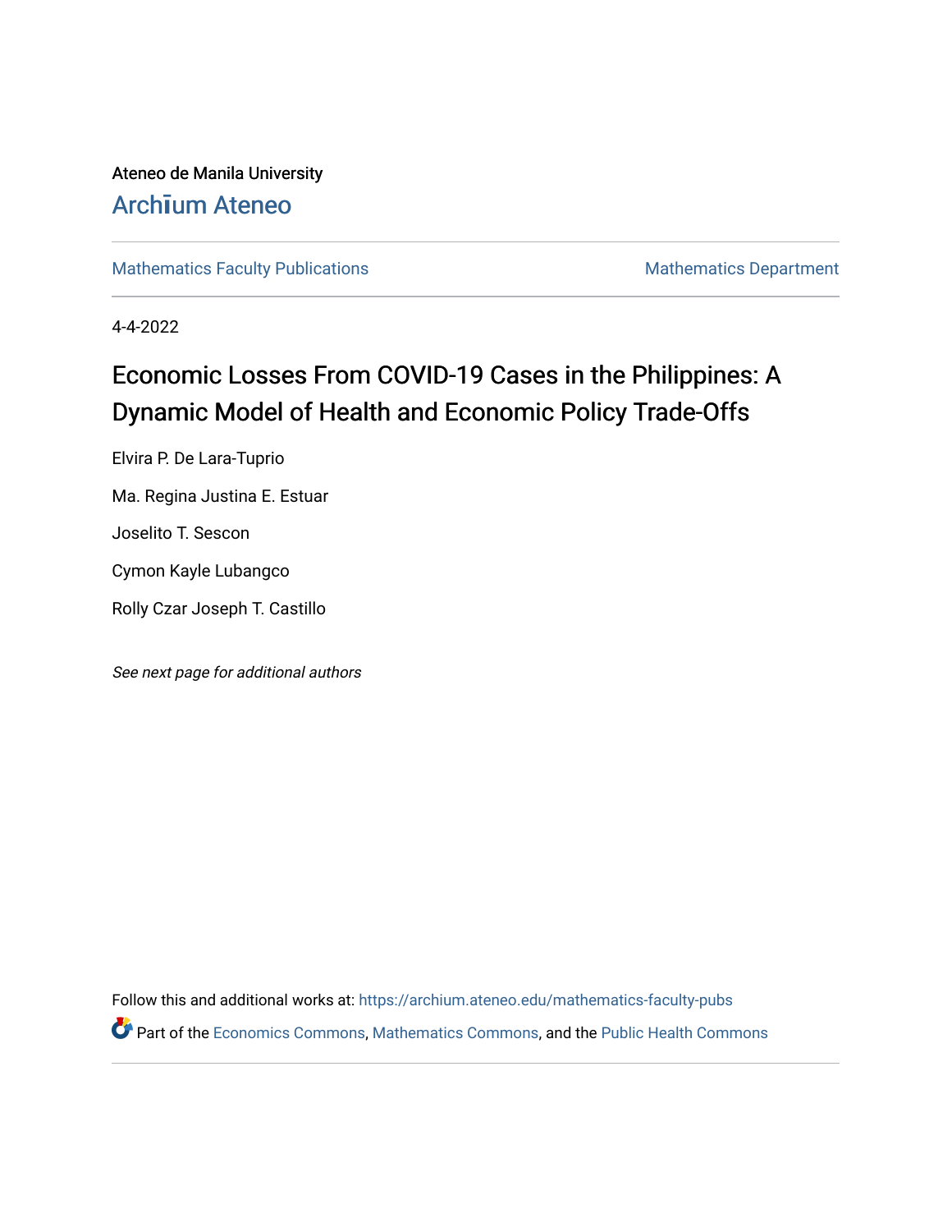Ateneo de Manila University

Archīum Ateneo

Mathematics Faculty Publications

Mathematics Department

4-4-2022

# Economic Losses From COVID-19 Cases in the Philippines: A Dynamic Model of Health and Economic Policy Trade-Offs

Elvira P. De Lara-Tuprio

Ma. Regina Justina E. Estuar

Joselito T. Sescon

Cymon Kayle Lubangco

Rolly Czar Joseph T. Castillo

*See next page for additional authors*

Follow this and additional works at: https://archium.ateneo.edu/mathematics-faculty-pubs

Part of the Economics Commons, Mathematics Commons, and the Public Health Commons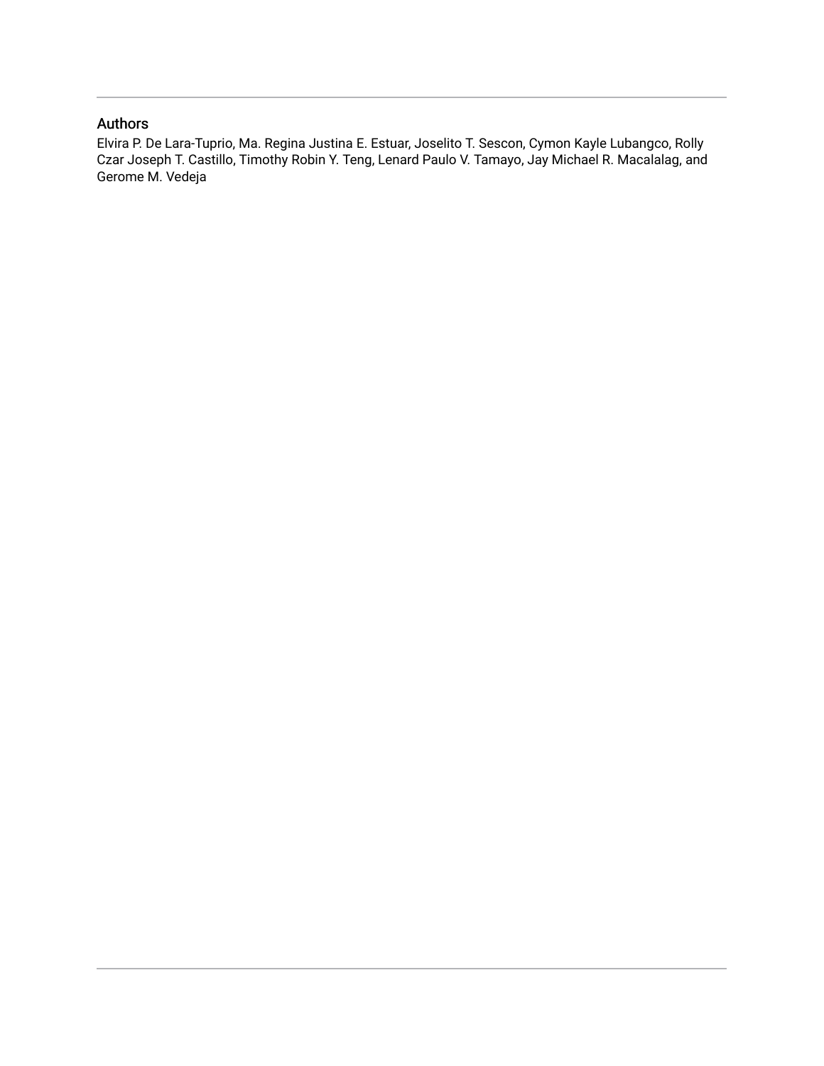## Authors

Elvira P. De Lara-Tuprio, Ma. Regina Justina E. Estuar, Joselito T. Sescon, Cymon Kayle Lubangco, Rolly Czar Joseph T. Castillo, Timothy Robin Y. Teng, Lenard Paulo V. Tamayo, Jay Michael R. Macalalag, and Gerome M. Vedeja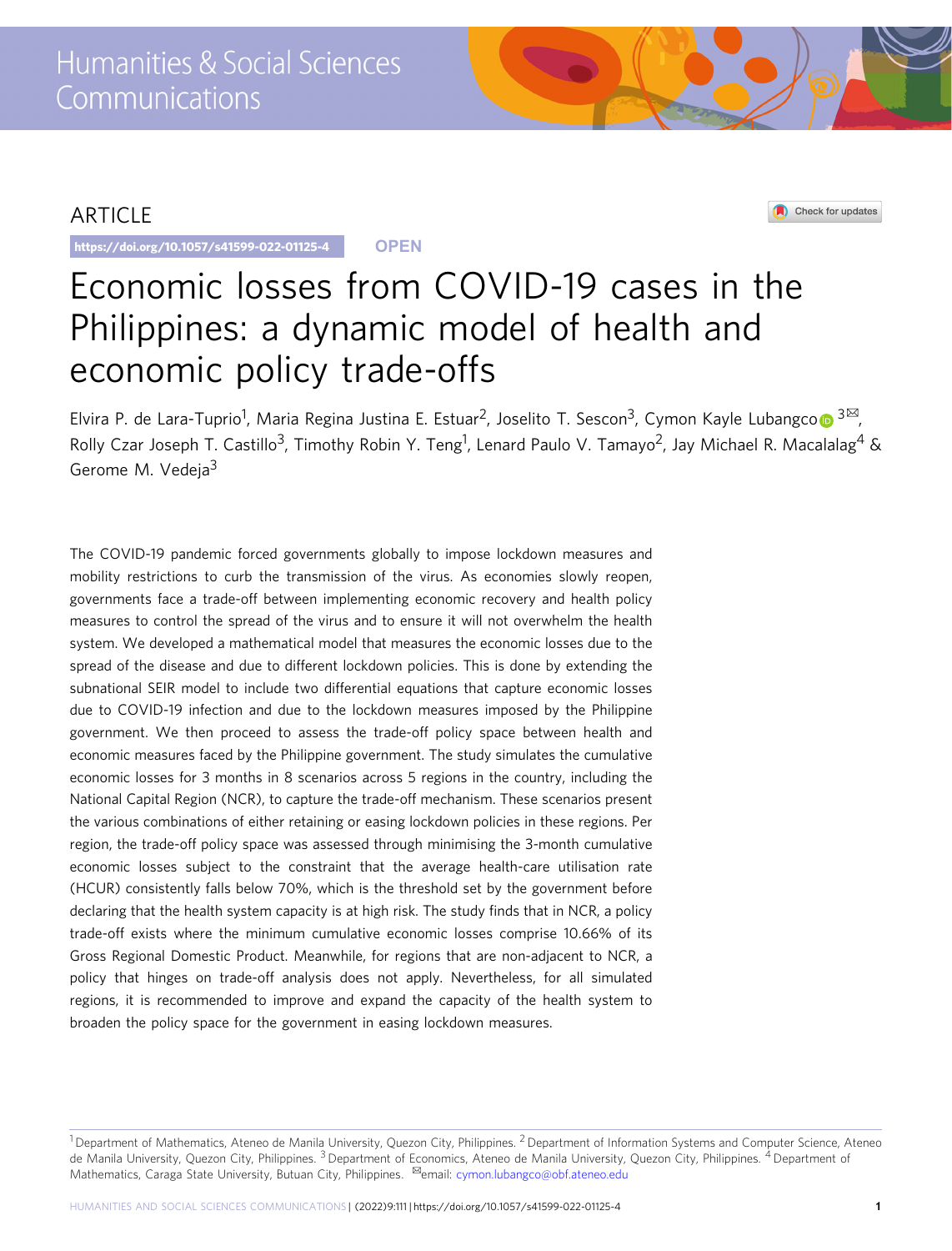ARTICLE

https://doi.org/10.1057/s41599-022-01125-4

OPEN

# Economic losses from COVID-19 cases in the Philippines: a dynamic model of health and economic policy trade-offs

Elvira P. de Lara-Tuprio[1], Maria Regina Justina E. Estuar[2], Joselito T. Sescon[3], Cymon Kayle Lubangco[3✉], Rolly Czar Joseph T. Castillo[3], Timothy Robin Y. Teng[1], Lenard Paulo V. Tamayo[2], Jay Michael R. Macalalag[4] & Gerome M. Vedeja[3]

The COVID-19 pandemic forced governments globally to impose lockdown measures and mobility restrictions to curb the transmission of the virus. As economies slowly reopen, governments face a trade-off between implementing economic recovery and health policy measures to control the spread of the virus and to ensure it will not overwhelm the health system. We developed a mathematical model that measures the economic losses due to the spread of the disease and due to different lockdown policies. This is done by extending the subnational SEIR model to include two differential equations that capture economic losses due to COVID-19 infection and due to the lockdown measures imposed by the Philippine government. We then proceed to assess the trade-off policy space between health and economic measures faced by the Philippine government. The study simulates the cumulative economic losses for 3 months in 8 scenarios across 5 regions in the country, including the National Capital Region (NCR), to capture the trade-off mechanism. These scenarios present the various combinations of either retaining or easing lockdown policies in these regions. Per region, the trade-off policy space was assessed through minimising the 3-month cumulative economic losses subject to the constraint that the average health-care utilisation rate (HCUR) consistently falls below 70%, which is the threshold set by the government before declaring that the health system capacity is at high risk. The study finds that in NCR, a policy trade-off exists where the minimum cumulative economic losses comprise 10.66% of its Gross Regional Domestic Product. Meanwhile, for regions that are non-adjacent to NCR, a policy that hinges on trade-off analysis does not apply. Nevertheless, for all simulated regions, it is recommended to improve and expand the capacity of the health system to broaden the policy space for the government in easing lockdown measures.

[1] Department of Mathematics, Ateneo de Manila University, Quezon City, Philippines. [2] Department of Information Systems and Computer Science, Ateneo de Manila University, Quezon City, Philippines. [3] Department of Economics, Ateneo de Manila University, Quezon City, Philippines. [4] Department of Mathematics, Caraga State University, Butuan City, Philippines. ✉email: cymon.lubangco@obf.ateneo.edu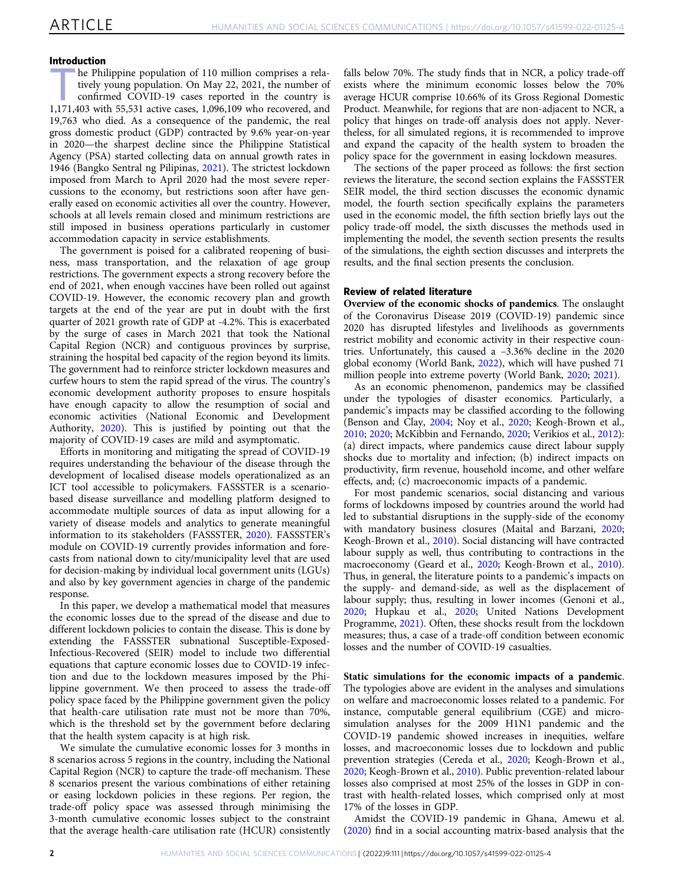## Introduction

The Philippine population of 110 million comprises a relatively young population. On May 22, 2021, the number of confirmed COVID-19 cases reported in the country is 1,171,403 with 55,531 active cases, 1,096,109 who recovered, and 19,763 who died. As a consequence of the pandemic, the real gross domestic product (GDP) contracted by 9.6% year-on-year in 2020—the sharpest decline since the Philippine Statistical Agency (PSA) started collecting data on annual growth rates in 1946 (Bangko Sentral ng Pilipinas, 2021). The strictest lockdown imposed from March to April 2020 had the most severe repercussions to the economy, but restrictions soon after have generally eased on economic activities all over the country. However, schools at all levels remain closed and minimum restrictions are still imposed in business operations particularly in customer accommodation capacity in service establishments.

The government is poised for a calibrated reopening of business, mass transportation, and the relaxation of age group restrictions. The government expects a strong recovery before the end of 2021, when enough vaccines have been rolled out against COVID-19. However, the economic recovery plan and growth targets at the end of the year are put in doubt with the first quarter of 2021 growth rate of GDP at -4.2%. This is exacerbated by the surge of cases in March 2021 that took the National Capital Region (NCR) and contiguous provinces by surprise, straining the hospital bed capacity of the region beyond its limits. The government had to reinforce stricter lockdown measures and curfew hours to stem the rapid spread of the virus. The country's economic development authority proposes to ensure hospitals have enough capacity to allow the resumption of social and economic activities (National Economic and Development Authority, 2020). This is justified by pointing out that the majority of COVID-19 cases are mild and asymptomatic.

Efforts in monitoring and mitigating the spread of COVID-19 requires understanding the behaviour of the disease through the development of localised disease models operationalized as an ICT tool accessible to policymakers. FASSSTER is a scenario-based disease surveillance and modelling platform designed to accommodate multiple sources of data as input allowing for a variety of disease models and analytics to generate meaningful information to its stakeholders (FASSSTER, 2020). FASSSTER's module on COVID-19 currently provides information and forecasts from national down to city/municipality level that are used for decision-making by individual local government units (LGUs) and also by key government agencies in charge of the pandemic response.

In this paper, we develop a mathematical model that measures the economic losses due to the spread of the disease and due to different lockdown policies to contain the disease. This is done by extending the FASSSTER subnational Susceptible-Exposed-Infectious-Recovered (SEIR) model to include two differential equations that capture economic losses due to COVID-19 infection and due to the lockdown measures imposed by the Philippine government. We then proceed to assess the trade-off policy space faced by the Philippine government given the policy that health-care utilisation rate must not be more than 70%, which is the threshold set by the government before declaring that the health system capacity is at high risk.

We simulate the cumulative economic losses for 3 months in 8 scenarios across 5 regions in the country, including the National Capital Region (NCR) to capture the trade-off mechanism. These 8 scenarios present the various combinations of either retaining or easing lockdown policies in these regions. Per region, the trade-off policy space was assessed through minimising the 3-month cumulative economic losses subject to the constraint that the average health-care utilisation rate (HCUR) consistently falls below 70%. The study finds that in NCR, a policy trade-off exists where the minimum economic losses below the 70% average HCUR comprise 10.66% of its Gross Regional Domestic Product. Meanwhile, for regions that are non-adjacent to NCR, a policy that hinges on trade-off analysis does not apply. Nevertheless, for all simulated regions, it is recommended to improve and expand the capacity of the health system to broaden the policy space for the government in easing lockdown measures.

The sections of the paper proceed as follows: the first section reviews the literature, the second section explains the FASSSTER SEIR model, the third section discusses the economic dynamic model, the fourth section specifically explains the parameters used in the economic model, the fifth section briefly lays out the policy trade-off model, the sixth discusses the methods used in implementing the model, the seventh section presents the results of the simulations, the eighth section discusses and interprets the results, and the final section presents the conclusion.

## Review of related literature

**Overview of the economic shocks of pandemics**. The onslaught of the Coronavirus Disease 2019 (COVID-19) pandemic since 2020 has disrupted lifestyles and livelihoods as governments restrict mobility and economic activity in their respective countries. Unfortunately, this caused a –3.36% decline in the 2020 global economy (World Bank, 2022), which will have pushed 71 million people into extreme poverty (World Bank, 2020; 2021).

As an economic phenomenon, pandemics may be classified under the typologies of disaster economics. Particularly, a pandemic's impacts may be classified according to the following (Benson and Clay, 2004; Noy et al., 2020; Keogh-Brown et al., 2010; 2020; McKibbin and Fernando, 2020; Verikios et al., 2012): (a) direct impacts, where pandemics cause direct labour supply shocks due to mortality and infection; (b) indirect impacts on productivity, firm revenue, household income, and other welfare effects, and; (c) macroeconomic impacts of a pandemic.

For most pandemic scenarios, social distancing and various forms of lockdowns imposed by countries around the world had led to substantial disruptions in the supply-side of the economy with mandatory business closures (Maital and Barzani, 2020; Keogh-Brown et al., 2010). Social distancing will have contracted labour supply as well, thus contributing to contractions in the macroeconomy (Geard et al., 2020; Keogh-Brown et al., 2010). Thus, in general, the literature points to a pandemic's impacts on the supply- and demand-side, as well as the displacement of labour supply; thus, resulting in lower incomes (Genoni et al., 2020; Hupkau et al., 2020; United Nations Development Programme, 2021). Often, these shocks result from the lockdown measures; thus, a case of a trade-off condition between economic losses and the number of COVID-19 casualties.

**Static simulations for the economic impacts of a pandemic**. The typologies above are evident in the analyses and simulations on welfare and macroeconomic losses related to a pandemic. For instance, computable general equilibrium (CGE) and micro-simulation analyses for the 2009 H1N1 pandemic and the COVID-19 pandemic showed increases in inequities, welfare losses, and macroeconomic losses due to lockdown and public prevention strategies (Cereda et al., 2020; Keogh-Brown et al., 2020; Keogh-Brown et al., 2010). Public prevention-related labour losses also comprised at most 25% of the losses in GDP in contrast with health-related losses, which comprised only at most 17% of the losses in GDP.

Amidst the COVID-19 pandemic in Ghana, Amewu et al. (2020) find in a social accounting matrix-based analysis that the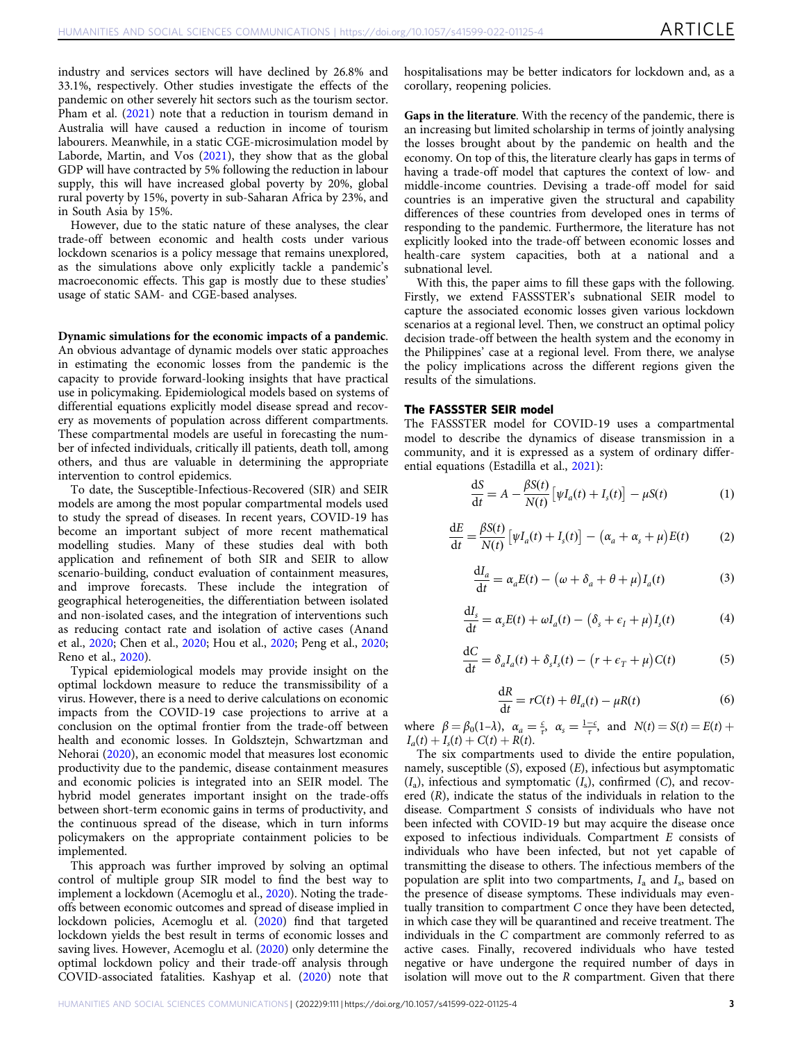industry and services sectors will have declined by 26.8% and 33.1%, respectively. Other studies investigate the effects of the pandemic on other severely hit sectors such as the tourism sector. Pham et al. (2021) note that a reduction in tourism demand in Australia will have caused a reduction in income of tourism labourers. Meanwhile, in a static CGE-microsimulation model by Laborde, Martin, and Vos (2021), they show that as the global GDP will have contracted by 5% following the reduction in labour supply, this will have increased global poverty by 20%, global rural poverty by 15%, poverty in sub-Saharan Africa by 23%, and in South Asia by 15%.

However, due to the static nature of these analyses, the clear trade-off between economic and health costs under various lockdown scenarios is a policy message that remains unexplored, as the simulations above only explicitly tackle a pandemic's macroeconomic effects. This gap is mostly due to these studies' usage of static SAM- and CGE-based analyses.

**Dynamic simulations for the economic impacts of a pandemic**. An obvious advantage of dynamic models over static approaches in estimating the economic losses from the pandemic is the capacity to provide forward-looking insights that have practical use in policymaking. Epidemiological models based on systems of differential equations explicitly model disease spread and recovery as movements of population across different compartments. These compartmental models are useful in forecasting the number of infected individuals, critically ill patients, death toll, among others, and thus are valuable in determining the appropriate intervention to control epidemics.

To date, the Susceptible-Infectious-Recovered (SIR) and SEIR models are among the most popular compartmental models used to study the spread of diseases. In recent years, COVID-19 has become an important subject of more recent mathematical modelling studies. Many of these studies deal with both application and refinement of both SIR and SEIR to allow scenario-building, conduct evaluation of containment measures, and improve forecasts. These include the integration of geographical heterogeneities, the differentiation between isolated and non-isolated cases, and the integration of interventions such as reducing contact rate and isolation of active cases (Anand et al., 2020; Chen et al., 2020; Hou et al., 2020; Peng et al., 2020; Reno et al., 2020).

Typical epidemiological models may provide insight on the optimal lockdown measure to reduce the transmissibility of a virus. However, there is a need to derive calculations on economic impacts from the COVID-19 case projections to arrive at a conclusion on the optimal frontier from the trade-off between health and economic losses. In Goldsztejn, Schwartzman and Nehorai (2020), an economic model that measures lost economic productivity due to the pandemic, disease containment measures and economic policies is integrated into an SEIR model. The hybrid model generates important insight on the trade-offs between short-term economic gains in terms of productivity, and the continuous spread of the disease, which in turn informs policymakers on the appropriate containment policies to be implemented.

This approach was further improved by solving an optimal control of multiple group SIR model to find the best way to implement a lockdown (Acemoglu et al., 2020). Noting the trade-offs between economic outcomes and spread of disease implied in lockdown policies, Acemoglu et al. (2020) find that targeted lockdown yields the best result in terms of economic losses and saving lives. However, Acemoglu et al. (2020) only determine the optimal lockdown policy and their trade-off analysis through COVID-associated fatalities. Kashyap et al. (2020) note that hospitalisations may be better indicators for lockdown and, as a corollary, reopening policies.

**Gaps in the literature**. With the recency of the pandemic, there is an increasing but limited scholarship in terms of jointly analysing the losses brought about by the pandemic on health and the economy. On top of this, the literature clearly has gaps in terms of having a trade-off model that captures the context of low- and middle-income countries. Devising a trade-off model for said countries is an imperative given the structural and capability differences of these countries from developed ones in terms of responding to the pandemic. Furthermore, the literature has not explicitly looked into the trade-off between economic losses and health-care system capacities, both at a national and a subnational level.

With this, the paper aims to fill these gaps with the following. Firstly, we extend FASSSTER's subnational SEIR model to capture the associated economic losses given various lockdown scenarios at a regional level. Then, we construct an optimal policy decision trade-off between the health system and the economy in the Philippines' case at a regional level. From there, we analyse the policy implications across the different regions given the results of the simulations.

## The FASSSTER SEIR model

The FASSSTER model for COVID-19 uses a compartmental model to describe the dynamics of disease transmission in a community, and it is expressed as a system of ordinary differential equations (Estadilla et al., 2021):

$$\frac{\mathrm{d}S}{\mathrm{d}t} = A - \frac{\beta S(t)}{N(t)}\left[\psi I_a(t) + I_s(t)\right] - \mu S(t) \tag{1}$$

$$\frac{\mathrm{d}E}{\mathrm{d}t} = \frac{\beta S(t)}{N(t)}\left[\psi I_a(t) + I_s(t)\right] - \left(\alpha_a + \alpha_s + \mu\right)E(t) \tag{2}$$

$$\frac{\mathrm{d}I_a}{\mathrm{d}t} = \alpha_a E(t) - \left(\omega + \delta_a + \theta + \mu\right)I_a(t) \tag{3}$$

$$\frac{\mathrm{d}I_s}{\mathrm{d}t} = \alpha_s E(t) + \omega I_a(t) - \left(\delta_s + \epsilon_I + \mu\right)I_s(t) \tag{4}$$

$$\frac{\mathrm{d}C}{\mathrm{d}t} = \delta_a I_a(t) + \delta_s I_s(t) - \left(r + \epsilon_T + \mu\right)C(t) \tag{5}$$

$$\frac{\mathrm{d}R}{\mathrm{d}t} = rC(t) + \theta I_a(t) - \mu R(t) \tag{6}$$

where $\beta = \beta_0(1\text{–}\lambda)$, $\alpha_a = \frac{c}{\tau}$, $\alpha_s = \frac{1-c}{\tau}$, and $N(t) = S(t) = E(t) + I_a(t) + I_s(t) + C(t) + R(t)$.

The six compartments used to divide the entire population, namely, susceptible ($S$), exposed ($E$), infectious but asymptomatic ($I_a$), infectious and symptomatic ($I_s$), confirmed ($C$), and recovered ($R$), indicate the status of the individuals in relation to the disease. Compartment $S$ consists of individuals who have not been infected with COVID-19 but may acquire the disease once exposed to infectious individuals. Compartment $E$ consists of individuals who have been infected, but not yet capable of transmitting the disease to others. The infectious members of the population are split into two compartments, $I_a$ and $I_s$, based on the presence of disease symptoms. These individuals may eventually transition to compartment $C$ once they have been detected, in which case they will be quarantined and receive treatment. The individuals in the $C$ compartment are commonly referred to as active cases. Finally, recovered individuals who have tested negative or have undergone the required number of days in isolation will move out to the $R$ compartment. Given that there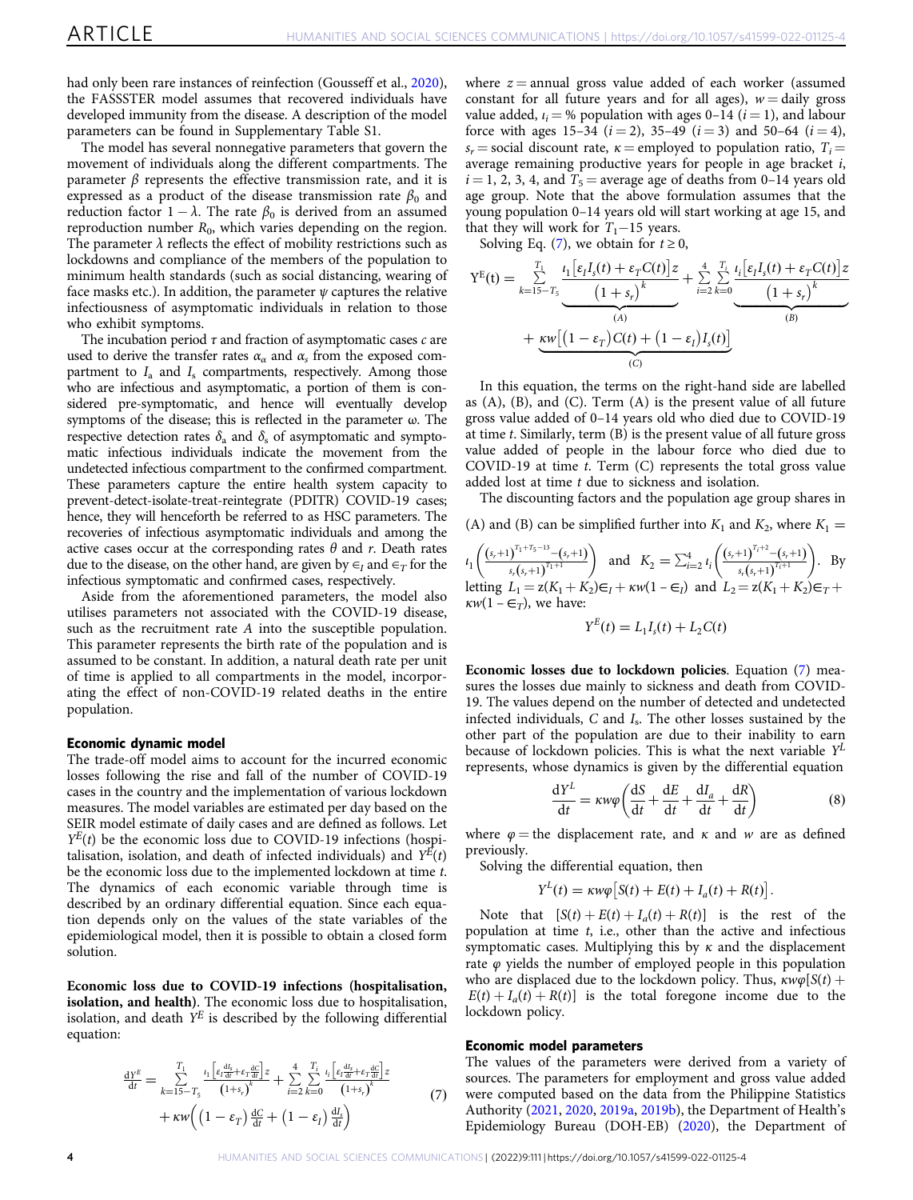had only been rare instances of reinfection (Gousseff et al., 2020), the FASSSTER model assumes that recovered individuals have developed immunity from the disease. A description of the model parameters can be found in Supplementary Table S1.

The model has several nonnegative parameters that govern the movement of individuals along the different compartments. The parameter $\beta$ represents the effective transmission rate, and it is expressed as a product of the disease transmission rate $\beta_0$ and reduction factor $1 - \lambda$. The rate $\beta_0$ is derived from an assumed reproduction number $R_0$, which varies depending on the region. The parameter $\lambda$ reflects the effect of mobility restrictions such as lockdowns and compliance of the members of the population to minimum health standards (such as social distancing, wearing of face masks etc.). In addition, the parameter $\psi$ captures the relative infectiousness of asymptomatic individuals in relation to those who exhibit symptoms.

The incubation period $\tau$ and fraction of asymptomatic cases $c$ are used to derive the transfer rates $\alpha_\alpha$ and $\alpha_s$ from the exposed compartment to $I_a$ and $I_s$ compartments, respectively. Among those who are infectious and asymptomatic, a portion of them is considered pre-symptomatic, and hence will eventually develop symptoms of the disease; this is reflected in the parameter ω. The respective detection rates $\delta_a$ and $\delta_s$ of asymptomatic and symptomatic infectious individuals indicate the movement from the undetected infectious compartment to the confirmed compartment. These parameters capture the entire health system capacity to prevent-detect-isolate-treat-reintegrate (PDITR) COVID-19 cases; hence, they will henceforth be referred to as HSC parameters. The recoveries of infectious asymptomatic individuals and among the active cases occur at the corresponding rates $\theta$ and $r$. Death rates due to the disease, on the other hand, are given by $\epsilon_I$ and $\epsilon_T$ for the infectious symptomatic and confirmed cases, respectively.

Aside from the aforementioned parameters, the model also utilises parameters not associated with the COVID-19 disease, such as the recruitment rate $A$ into the susceptible population. This parameter represents the birth rate of the population and is assumed to be constant. In addition, a natural death rate per unit of time is applied to all compartments in the model, incorporating the effect of non-COVID-19 related deaths in the entire population.

### Economic dynamic model

The trade-off model aims to account for the incurred economic losses following the rise and fall of the number of COVID-19 cases in the country and the implementation of various lockdown measures. The model variables are estimated per day based on the SEIR model estimate of daily cases and are defined as follows. Let $Y^E(t)$ be the economic loss due to COVID-19 infections (hospitalisation, isolation, and death of infected individuals) and $Y^E(t)$ be the economic loss due to the implemented lockdown at time $t$. The dynamics of each economic variable through time is described by an ordinary differential equation. Since each equation depends only on the values of the state variables of the epidemiological model, then it is possible to obtain a closed form solution.

**Economic loss due to COVID-19 infections (hospitalisation, isolation, and health)**. The economic loss due to hospitalisation, isolation, and death $Y^E$ is described by the following differential equation:

$$\frac{dY^E}{dt} = \sum_{k=15-T_5}^{T_1} \frac{\iota_1\left[\varepsilon_I \frac{dI_s}{dt} + \varepsilon_T \frac{dC}{dt}\right] z}{(1+s_r)^k} + \sum_{i=2}^{4}\sum_{k=0}^{T_i} \frac{\iota_i\left[\varepsilon_I \frac{dI_s}{dt} + \varepsilon_T \frac{dC}{dt}\right] z}{(1+s_r)^k} + \kappa w\left(\left(1-\varepsilon_T\right)\frac{dC}{dt} + \left(1-\varepsilon_I\right)\frac{dI_s}{dt}\right) \tag{7}$$

where $z$ = annual gross value added of each worker (assumed constant for all future years and for all ages), $w$ = daily gross value added, $\iota_i$ = % population with ages 0–14 ($i = 1$), and labour force with ages 15–34 ($i = 2$), 35–49 ($i = 3$) and 50–64 ($i = 4$), $s_r$ = social discount rate, $\kappa$ = employed to population ratio, $T_i$ = average remaining productive years for people in age bracket $i$, $i = 1, 2, 3, 4$, and $T_5$ = average age of deaths from 0–14 years old age group. Note that the above formulation assumes that the young population 0–14 years old will start working at age 15, and that they will work for $T_1$−15 years.

Solving Eq. (7), we obtain for $t \geq 0$,

$$Y^E(t) = \underbrace{\sum_{k=15-T_5}^{T_1} \frac{\iota_1\left[\varepsilon_I I_s(t) + \varepsilon_T C(t)\right] z}{\left(1+s_r\right)^k}}_{(A)} + \underbrace{\sum_{i=2}^{4}\sum_{k=0}^{T_i} \frac{\iota_i\left[\varepsilon_I I_s(t) + \varepsilon_T C(t)\right] z}{\left(1+s_r\right)^k}}_{(B)} + \underbrace{\kappa w\left[\left(1-\varepsilon_T\right)C(t) + \left(1-\varepsilon_I\right)I_s(t)\right]}_{(C)}$$

In this equation, the terms on the right-hand side are labelled as (A), (B), and (C). Term (A) is the present value of all future gross value added of 0–14 years old who died due to COVID-19 at time $t$. Similarly, term (B) is the present value of all future gross value added of people in the labour force who died due to COVID-19 at time $t$. Term (C) represents the total gross value added lost at time $t$ due to sickness and isolation.

The discounting factors and the population age group shares in (A) and (B) can be simplified further into $K_1$ and $K_2$, where $K_1 = \iota_1\left(\frac{(s_r+1)^{T_1+T_5-13} - (s_r+1)}{s_r(s_r+1)^{T_1+1}}\right)$ and $K_2 = \sum_{i=2}^{4} \iota_i\left(\frac{(s_r+1)^{T_i+2} - (s_r+1)}{s_r(s_r+1)^{T_i+1}}\right)$. By letting $L_1 = z(K_1 + K_2)\in_I + \kappa w(1 - \in_I)$ and $L_2 = z(K_1 + K_2)\in_T + \kappa w(1 - \in_T)$, we have:

$$Y^E(t) = L_1 I_s(t) + L_2 C(t)$$

**Economic losses due to lockdown policies**. Equation (7) measures the losses due mainly to sickness and death from COVID-19. The values depend on the number of detected and undetected infected individuals, $C$ and $I_s$. The other losses sustained by the other part of the population are due to their inability to earn because of lockdown policies. This is what the next variable $Y^L$ represents, whose dynamics is given by the differential equation

$$\frac{dY^L}{dt} = \kappa w \varphi\left(\frac{dS}{dt} + \frac{dE}{dt} + \frac{dI_a}{dt} + \frac{dR}{dt}\right) \tag{8}$$

where $\varphi$ = the displacement rate, and $\kappa$ and $w$ are as defined previously.

Solving the differential equation, then

$$Y^L(t) = \kappa w \varphi\left[S(t) + E(t) + I_a(t) + R(t)\right].$$

Note that $[S(t) + E(t) + I_a(t) + R(t)]$ is the rest of the population at time $t$, i.e., other than the active and infectious symptomatic cases. Multiplying this by $\kappa$ and the displacement rate $\varphi$ yields the number of employed people in this population who are displaced due to the lockdown policy. Thus, $\kappa w \varphi[S(t) + E(t) + I_a(t) + R(t)]$ is the total foregone income due to the lockdown policy.

### Economic model parameters

The values of the parameters were derived from a variety of sources. The parameters for employment and gross value added were computed based on the data from the Philippine Statistics Authority (2021, 2020, 2019a, 2019b), the Department of Health's Epidemiology Bureau (DOH-EB) (2020), the Department of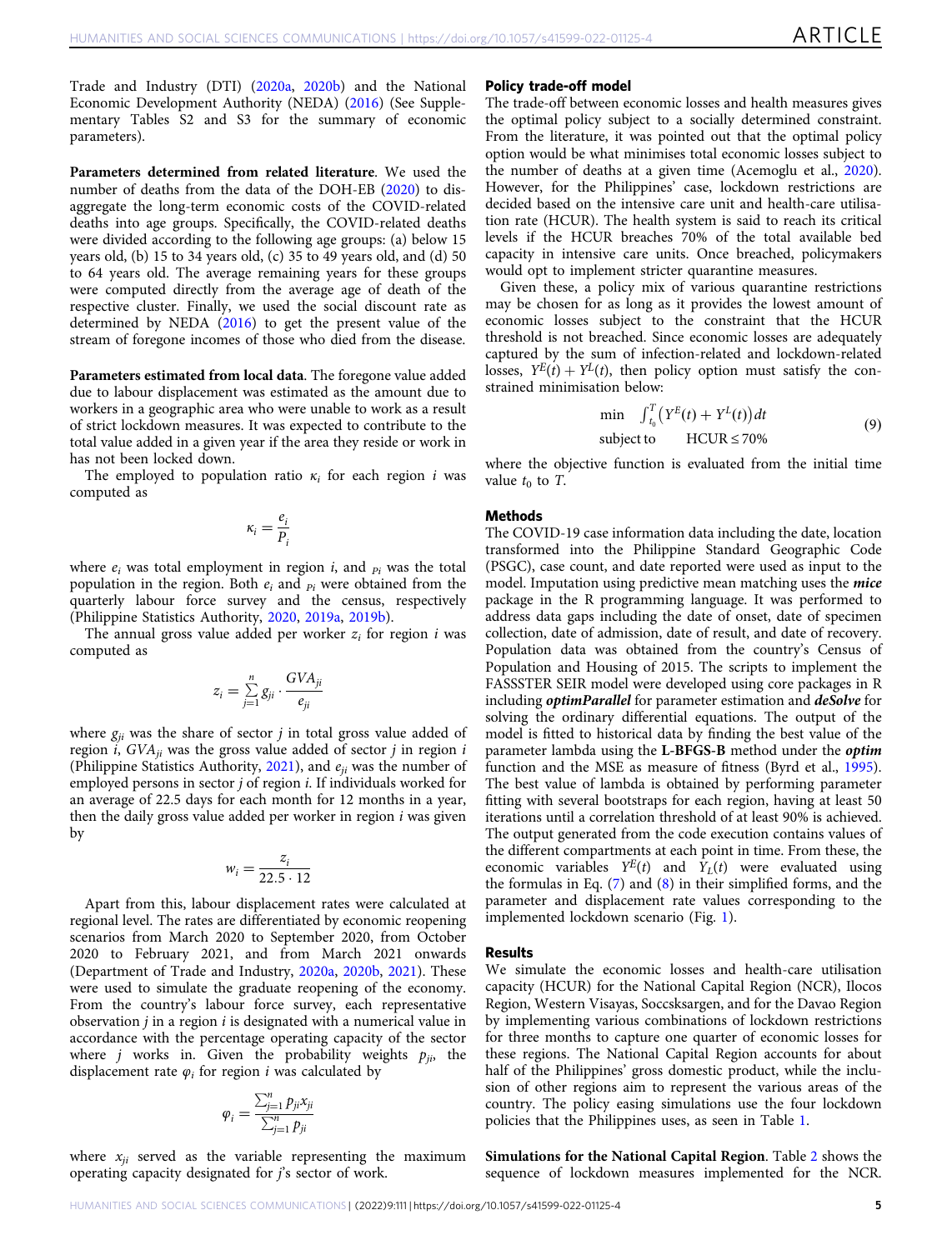Trade and Industry (DTI) (2020a, 2020b) and the National Economic Development Authority (NEDA) (2016) (See Supplementary Tables S2 and S3 for the summary of economic parameters).

**Parameters determined from related literature**. We used the number of deaths from the data of the DOH-EB (2020) to disaggregate the long-term economic costs of the COVID-related deaths into age groups. Specifically, the COVID-related deaths were divided according to the following age groups: (a) below 15 years old, (b) 15 to 34 years old, (c) 35 to 49 years old, and (d) 50 to 64 years old. The average remaining years for these groups were computed directly from the average age of death of the respective cluster. Finally, we used the social discount rate as determined by NEDA (2016) to get the present value of the stream of foregone incomes of those who died from the disease.

**Parameters estimated from local data**. The foregone value added due to labour displacement was estimated as the amount due to workers in a geographic area who were unable to work as a result of strict lockdown measures. It was expected to contribute to the total value added in a given year if the area they reside or work in has not been locked down.

The employed to population ratio $\kappa_i$ for each region $i$ was computed as

$$\kappa_i = \frac{e_i}{P_i}$$

where $e_i$ was total employment in region $i$, and $_{Pi}$ was the total population in the region. Both $e_i$ and $_{Pi}$ were obtained from the quarterly labour force survey and the census, respectively (Philippine Statistics Authority, 2020, 2019a, 2019b).

The annual gross value added per worker $z_i$ for region $i$ was computed as

$$z_i = \sum_{j=1}^{n} g_{ji} \cdot \frac{GVA_{ji}}{e_{ji}}$$

where $g_{ji}$ was the share of sector $j$ in total gross value added of region $i$, $GVA_{ji}$ was the gross value added of sector $j$ in region $i$ (Philippine Statistics Authority, 2021), and $e_{ji}$ was the number of employed persons in sector $j$ of region $i$. If individuals worked for an average of 22.5 days for each month for 12 months in a year, then the daily gross value added per worker in region $i$ was given by

$$w_i = \frac{z_i}{22.5 \cdot 12}$$

Apart from this, labour displacement rates were calculated at regional level. The rates are differentiated by economic reopening scenarios from March 2020 to September 2020, from October 2020 to February 2021, and from March 2021 onwards (Department of Trade and Industry, 2020a, 2020b, 2021). These were used to simulate the graduate reopening of the economy. From the country's labour force survey, each representative observation $j$ in a region $i$ is designated with a numerical value in accordance with the percentage operating capacity of the sector where $j$ works in. Given the probability weights $p_{ji}$, the displacement rate $\varphi_i$ for region $i$ was calculated by

$$\varphi_i = \frac{\sum_{j=1}^{n} p_{ji} x_{ji}}{\sum_{j=1}^{n} p_{ji}}$$

where $x_{ji}$ served as the variable representing the maximum operating capacity designated for $j$'s sector of work.

### Policy trade-off model

The trade-off between economic losses and health measures gives the optimal policy subject to a socially determined constraint. From the literature, it was pointed out that the optimal policy option would be what minimises total economic losses subject to the number of deaths at a given time (Acemoglu et al., 2020). However, for the Philippines' case, lockdown restrictions are decided based on the intensive care unit and health-care utilisation rate (HCUR). The health system is said to reach its critical levels if the HCUR breaches 70% of the total available bed capacity in intensive care units. Once breached, policymakers would opt to implement stricter quarantine measures.

Given these, a policy mix of various quarantine restrictions may be chosen for as long as it provides the lowest amount of economic losses subject to the constraint that the HCUR threshold is not breached. Since economic losses are adequately captured by the sum of infection-related and lockdown-related losses, $Y^E(t) + Y^L(t)$, then policy option must satisfy the constrained minimisation below:

$$\begin{aligned} \min \quad & \int_{t_0}^{T} \left( Y^E(t) + Y^L(t) \right) dt \\ \text{subject to} \quad & \text{HCUR} \leq 70\% \end{aligned} \tag{9}$$

where the objective function is evaluated from the initial time value $t_0$ to $T$.

### Methods

The COVID-19 case information data including the date, location transformed into the Philippine Standard Geographic Code (PSGC), case count, and date reported were used as input to the model. Imputation using predictive mean matching uses the ***mice*** package in the R programming language. It was performed to address data gaps including the date of onset, date of specimen collection, date of admission, date of result, and date of recovery. Population data was obtained from the country's Census of Population and Housing of 2015. The scripts to implement the FASSSTER SEIR model were developed using core packages in R including ***optimParallel*** for parameter estimation and ***deSolve*** for solving the ordinary differential equations. The output of the model is fitted to historical data by finding the best value of the parameter lambda using the **L-BFGS-B** method under the ***optim*** function and the MSE as measure of fitness (Byrd et al., 1995). The best value of lambda is obtained by performing parameter fitting with several bootstraps for each region, having at least 50 iterations until a correlation threshold of at least 90% is achieved. The output generated from the code execution contains values of the different compartments at each point in time. From these, the economic variables $Y^E(t)$ and $Y_L(t)$ were evaluated using the formulas in Eq. (7) and (8) in their simplified forms, and the parameter and displacement rate values corresponding to the implemented lockdown scenario (Fig. 1).

### Results

We simulate the economic losses and health-care utilisation capacity (HCUR) for the National Capital Region (NCR), Ilocos Region, Western Visayas, Soccsksargen, and for the Davao Region by implementing various combinations of lockdown restrictions for three months to capture one quarter of economic losses for these regions. The National Capital Region accounts for about half of the Philippines' gross domestic product, while the inclusion of other regions aim to represent the various areas of the country. The policy easing simulations use the four lockdown policies that the Philippines uses, as seen in Table 1.

**Simulations for the National Capital Region**. Table 2 shows the sequence of lockdown measures implemented for the NCR.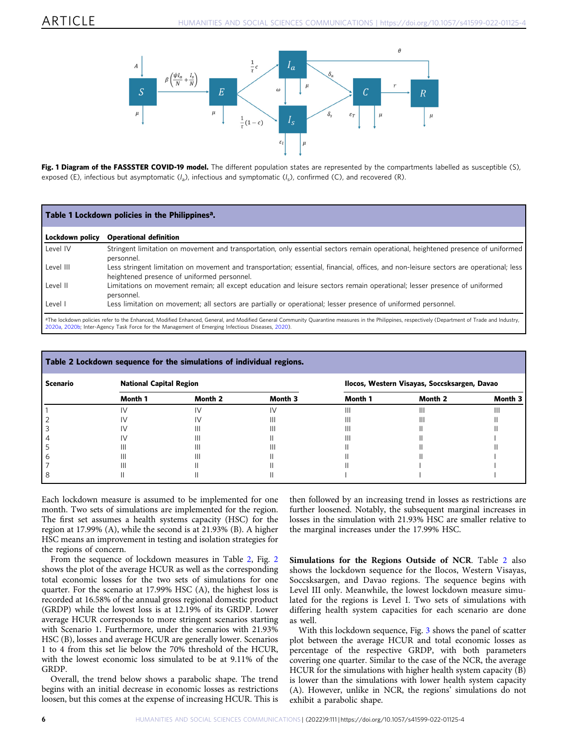**Fig. 1 Diagram of the FASSSTER COVID-19 model.** The different population states are represented by the compartments labelled as susceptible (S), exposed (E), infectious but asymptomatic ($I_a$), infectious and symptomatic ($I_s$), confirmed (C), and recovered (R).

**Table 1 Lockdown policies in the Philippines[a].**

| Lockdown policy | Operational definition |
|---|---|
| Level IV | Stringent limitation on movement and transportation, only essential sectors remain operational, heightened presence of uniformed personnel. |
| Level III | Less stringent limitation on movement and transportation; essential, financial, offices, and non-leisure sectors are operational; less heightened presence of uniformed personnel. |
| Level II | Limitations on movement remain; all except education and leisure sectors remain operational; lesser presence of uniformed personnel. |
| Level I | Less limitation on movement; all sectors are partially or operational; lesser presence of uniformed personnel. |

[a]The lockdown policies refer to the Enhanced, Modified Enhanced, General, and Modified General Community Quarantine measures in the Philippines, respectively (Department of Trade and Industry, 2020a, 2020b; Inter-Agency Task Force for the Management of Emerging Infectious Diseases, 2020).

**Table 2 Lockdown sequence for the simulations of individual regions.**

| Scenario | National Capital Region | | | Ilocos, Western Visayas, Soccsksargen, Davao | | |
|---|---|---|---|---|---|---|
| | Month 1 | Month 2 | Month 3 | Month 1 | Month 2 | Month 3 |
| 1 | IV | IV | IV | III | III | III |
| 2 | IV | IV | III | III | III | II |
| 3 | IV | III | III | III | II | II |
| 4 | IV | III | II | III | II | I |
| 5 | III | III | III | II | II | II |
| 6 | III | III | II | II | II | I |
| 7 | III | II | II | II | I | I |
| 8 | II | II | II | I | I | I |

Each lockdown measure is assumed to be implemented for one month. Two sets of simulations are implemented for the region. The first set assumes a health systems capacity (HSC) for the region at 17.99% (A), while the second is at 21.93% (B). A higher HSC means an improvement in testing and isolation strategies for the regions of concern.

From the sequence of lockdown measures in Table 2, Fig. 2 shows the plot of the average HCUR as well as the corresponding total economic losses for the two sets of simulations for one quarter. For the scenario at 17.99% HSC (A), the highest loss is recorded at 16.58% of the annual gross regional domestic product (GRDP) while the lowest loss is at 12.19% of its GRDP. Lower average HCUR corresponds to more stringent scenarios starting with Scenario 1. Furthermore, under the scenarios with 21.93% HSC (B), losses and average HCUR are generally lower. Scenarios 1 to 4 from this set lie below the 70% threshold of the HCUR, with the lowest economic loss simulated to be at 9.11% of the GRDP.

Overall, the trend below shows a parabolic shape. The trend begins with an initial decrease in economic losses as restrictions loosen, but this comes at the expense of increasing HCUR. This is then followed by an increasing trend in losses as restrictions are further loosened. Notably, the subsequent marginal increases in losses in the simulation with 21.93% HSC are smaller relative to the marginal increases under the 17.99% HSC.

**Simulations for the Regions Outside of NCR**. Table 2 also shows the lockdown sequence for the Ilocos, Western Visayas, Soccsksargen, and Davao regions. The sequence begins with Level III only. Meanwhile, the lowest lockdown measure simulated for the regions is Level I. Two sets of simulations with differing health system capacities for each scenario are done as well.

With this lockdown sequence, Fig. 3 shows the panel of scatter plot between the average HCUR and total economic losses as percentage of the respective GRDP, with both parameters covering one quarter. Similar to the case of the NCR, the average HCUR for the simulations with higher health system capacity (B) is lower than the simulations with lower health system capacity (A). However, unlike in NCR, the regions' simulations do not exhibit a parabolic shape.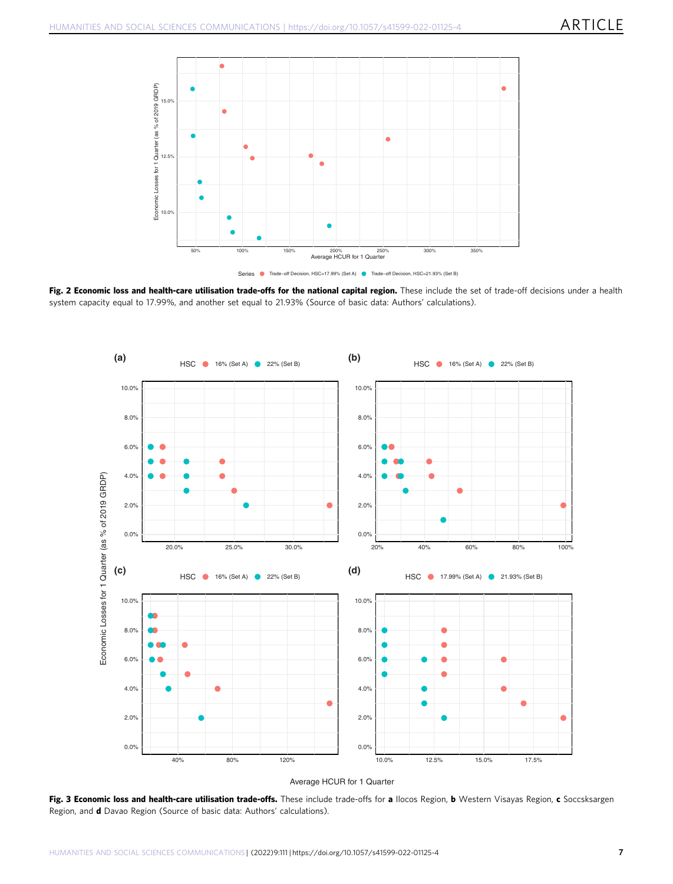**Fig. 2 Economic loss and health-care utilisation trade-offs for the national capital region.** These include the set of trade-off decisions under a health system capacity equal to 17.99%, and another set equal to 21.93% (Source of basic data: Authors' calculations).

**Fig. 3 Economic loss and health-care utilisation trade-offs.** These include trade-offs for **a** Ilocos Region, **b** Western Visayas Region, **c** Soccsksargen Region, and **d** Davao Region (Source of basic data: Authors' calculations).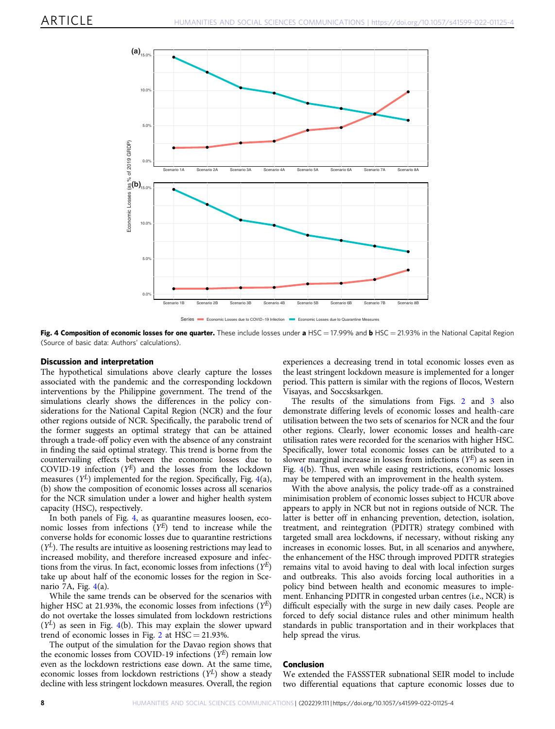Fig. 4 Composition of economic losses for one quarter. These include losses under **a** HSC = 17.99% and **b** HSC = 21.93% in the National Capital Region (Source of basic data: Authors' calculations).

### Discussion and interpretation

The hypothetical simulations above clearly capture the losses associated with the pandemic and the corresponding lockdown interventions by the Philippine government. The trend of the simulations clearly shows the differences in the policy considerations for the National Capital Region (NCR) and the four other regions outside of NCR. Specifically, the parabolic trend of the former suggests an optimal strategy that can be attained through a trade-off policy even with the absence of any constraint in finding the said optimal strategy. This trend is borne from the countervailing effects between the economic losses due to COVID-19 infection ($Y^E$) and the losses from the lockdown measures ($Y^L$) implemented for the region. Specifically, Fig. 4(a), (b) show the composition of economic losses across all scenarios for the NCR simulation under a lower and higher health system capacity (HSC), respectively.

In both panels of Fig. 4, as quarantine measures loosen, economic losses from infections ($Y^E$) tend to increase while the converse holds for economic losses due to quarantine restrictions ($Y^L$). The results are intuitive as loosening restrictions may lead to increased mobility, and therefore increased exposure and infections from the virus. In fact, economic losses from infections ($Y^E$) take up about half of the economic losses for the region in Scenario 7A, Fig. 4(a).

While the same trends can be observed for the scenarios with higher HSC at 21.93%, the economic losses from infections ($Y^E$) do not overtake the losses simulated from lockdown restrictions ($Y^L$) as seen in Fig. 4(b). This may explain the slower upward trend of economic losses in Fig. 2 at HSC = 21.93%.

The output of the simulation for the Davao region shows that the economic losses from COVID-19 infections ($Y^E$) remain low even as the lockdown restrictions ease down. At the same time, economic losses from lockdown restrictions ($Y^L$) show a steady decline with less stringent lockdown measures. Overall, the region experiences a decreasing trend in total economic losses even as the least stringent lockdown measure is implemented for a longer period. This pattern is similar with the regions of Ilocos, Western Visayas, and Soccsksargken.

The results of the simulations from Figs. 2 and 3 also demonstrate differing levels of economic losses and health-care utilisation between the two sets of scenarios for NCR and the four other regions. Clearly, lower economic losses and health-care utilisation rates were recorded for the scenarios with higher HSC. Specifically, lower total economic losses can be attributed to a slower marginal increase in losses from infections ($Y^E$) as seen in Fig. 4(b). Thus, even while easing restrictions, economic losses may be tempered with an improvement in the health system.

With the above analysis, the policy trade-off as a constrained minimisation problem of economic losses subject to HCUR above appears to apply in NCR but not in regions outside of NCR. The latter is better off in enhancing prevention, detection, isolation, treatment, and reintegration (PDITR) strategy combined with targeted small area lockdowns, if necessary, without risking any increases in economic losses. But, in all scenarios and anywhere, the enhancement of the HSC through improved PDITR strategies remains vital to avoid having to deal with local infection surges and outbreaks. This also avoids forcing local authorities in a policy bind between health and economic measures to implement. Enhancing PDITR in congested urban centres (i.e., NCR) is difficult especially with the surge in new daily cases. People are forced to defy social distance rules and other minimum health standards in public transportation and in their workplaces that help spread the virus.

### Conclusion

We extended the FASSSTER subnational SEIR model to include two differential equations that capture economic losses due to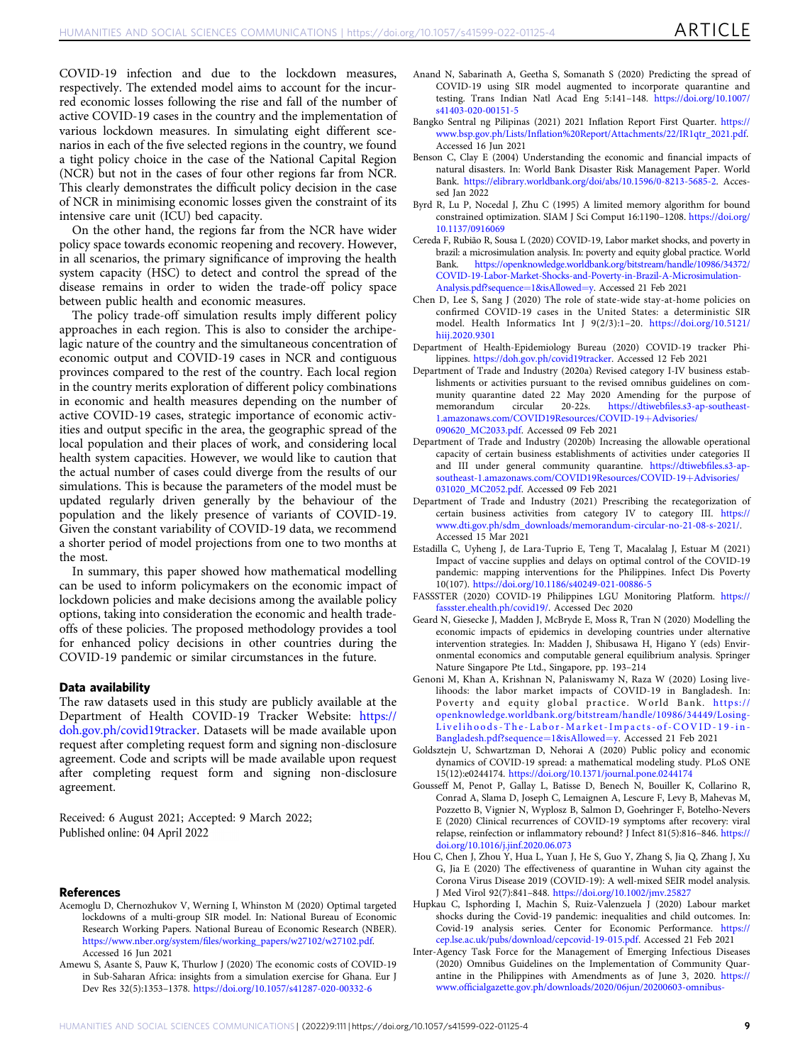COVID-19 infection and due to the lockdown measures, respectively. The extended model aims to account for the incurred economic losses following the rise and fall of the number of active COVID-19 cases in the country and the implementation of various lockdown measures. In simulating eight different scenarios in each of the five selected regions in the country, we found a tight policy choice in the case of the National Capital Region (NCR) but not in the cases of four other regions far from NCR. This clearly demonstrates the difficult policy decision in the case of NCR in minimising economic losses given the constraint of its intensive care unit (ICU) bed capacity.

On the other hand, the regions far from the NCR have wider policy space towards economic reopening and recovery. However, in all scenarios, the primary significance of improving the health system capacity (HSC) to detect and control the spread of the disease remains in order to widen the trade-off policy space between public health and economic measures.

The policy trade-off simulation results imply different policy approaches in each region. This is also to consider the archipelagic nature of the country and the simultaneous concentration of economic output and COVID-19 cases in NCR and contiguous provinces compared to the rest of the country. Each local region in the country merits exploration of different policy combinations in economic and health measures depending on the number of active COVID-19 cases, strategic importance of economic activities and output specific in the area, the geographic spread of the local population and their places of work, and considering local health system capacities. However, we would like to caution that the actual number of cases could diverge from the results of our simulations. This is because the parameters of the model must be updated regularly driven generally by the behaviour of the population and the likely presence of variants of COVID-19. Given the constant variability of COVID-19 data, we recommend a shorter period of model projections from one to two months at the most.

In summary, this paper showed how mathematical modelling can be used to inform policymakers on the economic impact of lockdown policies and make decisions among the available policy options, taking into consideration the economic and health trade-offs of these policies. The proposed methodology provides a tool for enhanced policy decisions in other countries during the COVID-19 pandemic or similar circumstances in the future.

## Data availability

The raw datasets used in this study are publicly available at the Department of Health COVID-19 Tracker Website: https://doh.gov.ph/covid19tracker. Datasets will be made available upon request after completing request form and signing non-disclosure agreement. Code and scripts will be made available upon request after completing request form and signing non-disclosure agreement.

Received: 6 August 2021; Accepted: 9 March 2022;
Published online: 04 April 2022

## References

- Acemoglu D, Chernozhukov V, Werning I, Whinston M (2020) Optimal targeted lockdowns of a multi-group SIR model. In: National Bureau of Economic Research Working Papers. National Bureau of Economic Research (NBER). https://www.nber.org/system/files/working_papers/w27102/w27102.pdf. Accessed 16 Jun 2021
- Amewu S, Asante S, Pauw K, Thurlow J (2020) The economic costs of COVID-19 in Sub-Saharan Africa: insights from a simulation exercise for Ghana. Eur J Dev Res 32(5):1353–1378. https://doi.org/10.1057/s41287-020-00332-6
- Anand N, Sabarinath A, Geetha S, Somanath S (2020) Predicting the spread of COVID-19 using SIR model augmented to incorporate quarantine and testing. Trans Indian Natl Acad Eng 5:141–148. https://doi.org/10.1007/s41403-020-00151-5
- Bangko Sentral ng Pilipinas (2021) 2021 Inflation Report First Quarter. https://www.bsp.gov.ph/Lists/Inflation%20Report/Attachments/22/IR1qtr_2021.pdf. Accessed 16 Jun 2021
- Benson C, Clay E (2004) Understanding the economic and financial impacts of natural disasters. In: World Bank Disaster Risk Management Paper. World Bank. https://elibrary.worldbank.org/doi/abs/10.1596/0-8213-5685-2. Accessed Jan 2022
- Byrd R, Lu P, Nocedal J, Zhu C (1995) A limited memory algorithm for bound constrained optimization. SIAM J Sci Comput 16:1190–1208. https://doi.org/10.1137/0916069
- Cereda F, Rubião R, Sousa L (2020) COVID-19, Labor market shocks, and poverty in brazil: a microsimulation analysis. In: poverty and equity global practice. World Bank. https://openknowledge.worldbank.org/bitstream/handle/10986/34372/COVID-19-Labor-Market-Shocks-and-Poverty-in-Brazil-A-Microsimulation-Analysis.pdf?sequence=1&isAllowed=y. Accessed 21 Feb 2021
- Chen D, Lee S, Sang J (2020) The role of state-wide stay-at-home policies on confirmed COVID-19 cases in the United States: a deterministic SIR model. Health Informatics Int J 9(2/3):1–20. https://doi.org/10.5121/hiij.2020.9301
- Department of Health-Epidemiology Bureau (2020) COVID-19 tracker Philippines. https://doh.gov.ph/covid19tracker. Accessed 12 Feb 2021
- Department of Trade and Industry (2020a) Revised category I-IV business establishments or activities pursuant to the revised omnibus guidelines on community quarantine dated 22 May 2020 Amending for the purpose of memorandum circular 20-22s. https://dtiwebfiles.s3-ap-southeast-1.amazonaws.com/COVID19Resources/COVID-19+Advisories/090620_MC2033.pdf. Accessed 09 Feb 2021
- Department of Trade and Industry (2020b) Increasing the allowable operational capacity of certain business establishments of activities under categories II and III under general community quarantine. https://dtiwebfiles.s3-ap-southeast-1.amazonaws.com/COVID19Resources/COVID-19+Advisories/031020_MC2052.pdf. Accessed 09 Feb 2021
- Department of Trade and Industry (2021) Prescribing the recategorization of certain business activities from category IV to category III. https://www.dti.gov.ph/sdm_downloads/memorandum-circular-no-21-08-s-2021/. Accessed 15 Mar 2021
- Estadilla C, Uyheng J, de Lara-Tuprio E, Teng T, Macalalag J, Estuar M (2021) Impact of vaccine supplies and delays on optimal control of the COVID-19 pandemic: mapping interventions for the Philippines. Infect Dis Poverty 10(107). https://doi.org/10.1186/s40249-021-00886-5
- FASSSTER (2020) COVID-19 Philippines LGU Monitoring Platform. https://fassster.ehealth.ph/covid19/. Accessed Dec 2020
- Geard N, Giesecke J, Madden J, McBryde E, Moss R, Tran N (2020) Modelling the economic impacts of epidemics in developing countries under alternative intervention strategies. In: Madden J, Shibusawa H, Higano Y (eds) Environmental economics and computable general equilibrium analysis. Springer Nature Singapore Pte Ltd., Singapore, pp. 193–214
- Genoni M, Khan A, Krishnan N, Palaniswamy N, Raza W (2020) Losing livelihoods: the labor market impacts of COVID-19 in Bangladesh. In: Poverty and equity global practice. World Bank. https://openknowledge.worldbank.org/bitstream/handle/10986/34449/Losing-Livelihoods-The-Labor-Market-Impacts-of-COVID-19-in-Bangladesh.pdf?sequence=1&isAllowed=y. Accessed 21 Feb 2021
- Goldsztejn U, Schwartzman D, Nehorai A (2020) Public policy and economic dynamics of COVID-19 spread: a mathematical modeling study. PLoS ONE 15(12):e0244174. https://doi.org/10.1371/journal.pone.0244174
- Gousseff M, Penot P, Gallay L, Batisse D, Benech N, Bouiller K, Collarino R, Conrad A, Slama D, Joseph C, Lemaignen A, Lescure F, Levy B, Mahevas M, Pozzetto B, Vignier N, Wyplosz B, Salmon D, Goehringer F, Botelho-Nevers E (2020) Clinical recurrences of COVID-19 symptoms after recovery: viral relapse, reinfection or inflammatory rebound? J Infect 81(5):816–846. https://doi.org/10.1016/j.jinf.2020.06.073
- Hou C, Chen J, Zhou Y, Hua L, Yuan J, He S, Guo Y, Zhang S, Jia Q, Zhang J, Xu G, Jia E (2020) The effectiveness of quarantine in Wuhan city against the Corona Virus Disease 2019 (COVID-19): A well-mixed SEIR model analysis. J Med Virol 92(7):841–848. https://doi.org/10.1002/jmv.25827
- Hupkau C, Isphording I, Machin S, Ruiz-Valenzuela J (2020) Labour market shocks during the Covid-19 pandemic: inequalities and child outcomes. In: Covid-19 analysis series. Center for Economic Performance. https://cep.lse.ac.uk/pubs/download/cepcovid-19-015.pdf. Accessed 21 Feb 2021
- Inter-Agency Task Force for the Management of Emerging Infectious Diseases (2020) Omnibus Guidelines on the Implementation of Community Quarantine in the Philippines with Amendments as of June 3, 2020. https://www.officialgazette.gov.ph/downloads/2020/06jun/20200603-omnibus-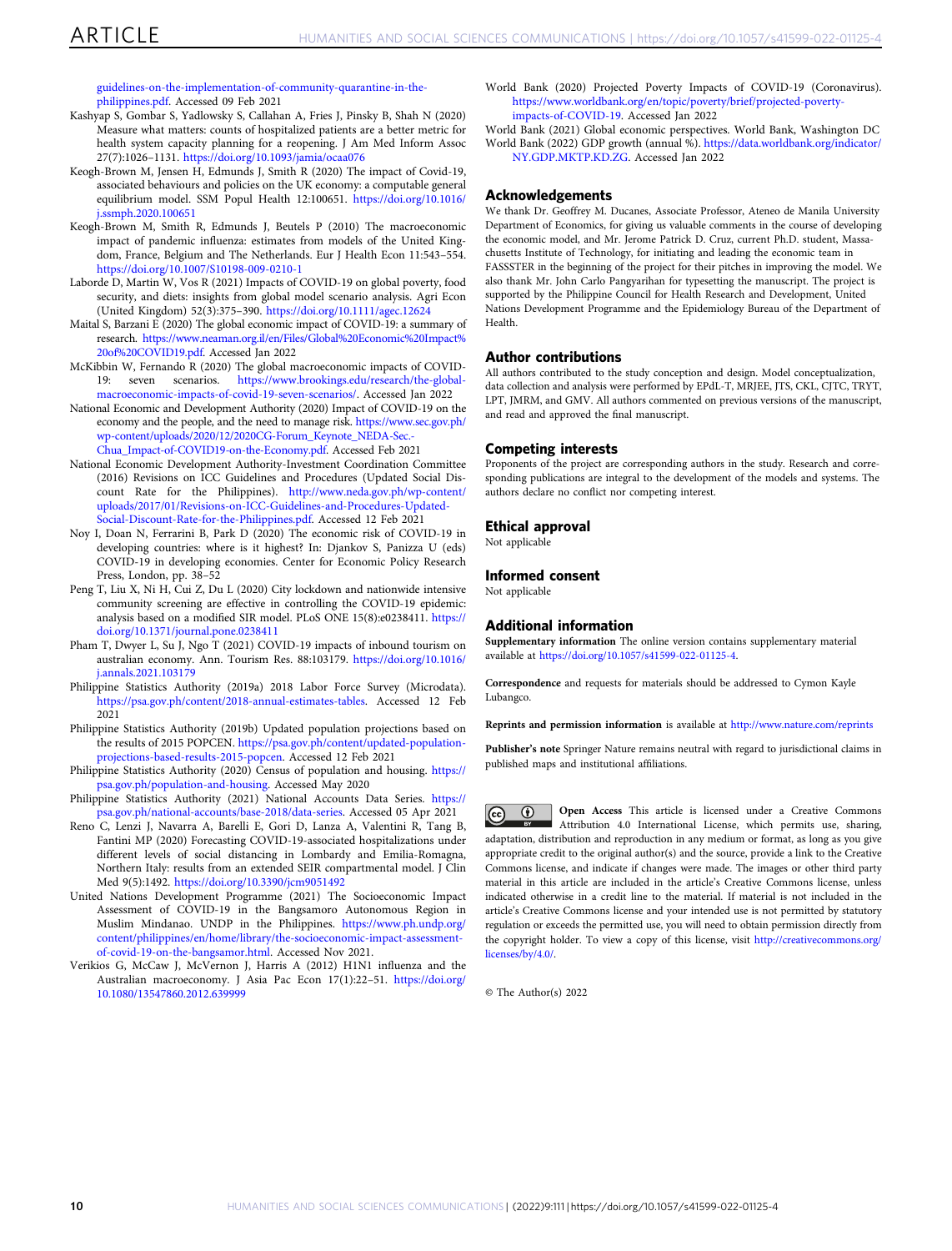guidelines-on-the-implementation-of-community-quarantine-in-the-philippines.pdf. Accessed 09 Feb 2021

Kashyap S, Gombar S, Yadlowsky S, Callahan A, Fries J, Pinsky B, Shah N (2020) Measure what matters: counts of hospitalized patients are a better metric for health system capacity planning for a reopening. J Am Med Inform Assoc 27(7):1026–1131. https://doi.org/10.1093/jamia/ocaa076

Keogh-Brown M, Jensen H, Edmunds J, Smith R (2020) The impact of Covid-19, associated behaviours and policies on the UK economy: a computable general equilibrium model. SSM Popul Health 12:100651. https://doi.org/10.1016/j.ssmph.2020.100651

Keogh-Brown M, Smith R, Edmunds J, Beutels P (2010) The macroeconomic impact of pandemic influenza: estimates from models of the United Kingdom, France, Belgium and The Netherlands. Eur J Health Econ 11:543–554. https://doi.org/10.1007/S10198-009-0210-1

Laborde D, Martin W, Vos R (2021) Impacts of COVID-19 on global poverty, food security, and diets: insights from global model scenario analysis. Agri Econ (United Kingdom) 52(3):375–390. https://doi.org/10.1111/agec.12624

Maital S, Barzani E (2020) The global economic impact of COVID-19: a summary of research. https://www.neaman.org.il/en/Files/Global%20Economic%20Impact%20of%20COVID19.pdf. Accessed Jan 2022

McKibbin W, Fernando R (2020) The global macroeconomic impacts of COVID-19: seven scenarios. https://www.brookings.edu/research/the-global-macroeconomic-impacts-of-covid-19-seven-scenarios/. Accessed Jan 2022

National Economic and Development Authority (2020) Impact of COVID-19 on the economy and the people, and the need to manage risk. https://www.sec.gov.ph/wp-content/uploads/2020/12/2020CG-Forum_Keynote_NEDA-Sec.-Chua_Impact-of-COVID19-on-the-Economy.pdf. Accessed Feb 2021

National Economic Development Authority-Investment Coordination Committee (2016) Revisions on ICC Guidelines and Procedures (Updated Social Discount Rate for the Philippines). http://www.neda.gov.ph/wp-content/uploads/2017/01/Revisions-on-ICC-Guidelines-and-Procedures-Updated-Social-Discount-Rate-for-the-Philippines.pdf. Accessed 12 Feb 2021

Noy I, Doan N, Ferrarini B, Park D (2020) The economic risk of COVID-19 in developing countries: where is it highest? In: Djankov S, Panizza U (eds) COVID-19 in developing economies. Center for Economic Policy Research Press, London, pp. 38–52

Peng T, Liu X, Ni H, Cui Z, Du L (2020) City lockdown and nationwide intensive community screening are effective in controlling the COVID-19 epidemic: analysis based on a modified SIR model. PLoS ONE 15(8):e0238411. https://doi.org/10.1371/journal.pone.0238411

Pham T, Dwyer L, Su J, Ngo T (2021) COVID-19 impacts of inbound tourism on australian economy. Ann. Tourism Res. 88:103179. https://doi.org/10.1016/j.annals.2021.103179

Philippine Statistics Authority (2019a) 2018 Labor Force Survey (Microdata). https://psa.gov.ph/content/2018-annual-estimates-tables. Accessed 12 Feb 2021

Philippine Statistics Authority (2019b) Updated population projections based on the results of 2015 POPCEN. https://psa.gov.ph/content/updated-population-projections-based-results-2015-popcen. Accessed 12 Feb 2021

Philippine Statistics Authority (2020) Census of population and housing. https://psa.gov.ph/population-and-housing. Accessed May 2020

Philippine Statistics Authority (2021) National Accounts Data Series. https://psa.gov.ph/national-accounts/base-2018/data-series. Accessed 05 Apr 2021

Reno C, Lenzi J, Navarra A, Barelli E, Gori D, Lanza A, Valentini R, Tang B, Fantini MP (2020) Forecasting COVID-19-associated hospitalizations under different levels of social distancing in Lombardy and Emilia-Romagna, Northern Italy: results from an extended SEIR compartmental model. J Clin Med 9(5):1492. https://doi.org/10.3390/jcm9051492

United Nations Development Programme (2021) The Socioeconomic Impact Assessment of COVID-19 in the Bangsamoro Autonomous Region in Muslim Mindanao. UNDP in the Philippines. https://www.ph.undp.org/content/philippines/en/home/library/the-socioeconomic-impact-assessment-of-covid-19-on-the-bangsamor.html. Accessed Nov 2021.

Verikios G, McCaw J, McVernon J, Harris A (2012) H1N1 influenza and the Australian macroeconomy. J Asia Pac Econ 17(1):22–51. https://doi.org/10.1080/13547860.2012.639999

World Bank (2020) Projected Poverty Impacts of COVID-19 (Coronavirus). https://www.worldbank.org/en/topic/poverty/brief/projected-poverty-impacts-of-COVID-19. Accessed Jan 2022

World Bank (2021) Global economic perspectives. World Bank, Washington DC

World Bank (2022) GDP growth (annual %). https://data.worldbank.org/indicator/NY.GDP.MKTP.KD.ZG. Accessed Jan 2022

## Acknowledgements

We thank Dr. Geoffrey M. Ducanes, Associate Professor, Ateneo de Manila University Department of Economics, for giving us valuable comments in the course of developing the economic model, and Mr. Jerome Patrick D. Cruz, current Ph.D. student, Massachusetts Institute of Technology, for initiating and leading the economic team in FASSSTER in the beginning of the project for their pitches in improving the model. We also thank Mr. John Carlo Pangyarihan for typesetting the manuscript. The project is supported by the Philippine Council for Health Research and Development, United Nations Development Programme and the Epidemiology Bureau of the Department of Health.

## Author contributions

All authors contributed to the study conception and design. Model conceptualization, data collection and analysis were performed by EPdL-T, MRJEE, JTS, CKL, CJTC, TRYT, LPT, JMRM, and GMV. All authors commented on previous versions of the manuscript, and read and approved the final manuscript.

## Competing interests

Proponents of the project are corresponding authors in the study. Research and corresponding publications are integral to the development of the models and systems. The authors declare no conflict nor competing interest.

## Ethical approval

Not applicable

## Informed consent

Not applicable

## Additional information

**Supplementary information** The online version contains supplementary material available at https://doi.org/10.1057/s41599-022-01125-4.

**Correspondence** and requests for materials should be addressed to Cymon Kayle Lubangco.

**Reprints and permission information** is available at http://www.nature.com/reprints

**Publisher's note** Springer Nature remains neutral with regard to jurisdictional claims in published maps and institutional affiliations.

**Open Access** This article is licensed under a Creative Commons Attribution 4.0 International License, which permits use, sharing, adaptation, distribution and reproduction in any medium or format, as long as you give appropriate credit to the original author(s) and the source, provide a link to the Creative Commons license, and indicate if changes were made. The images or other third party material in this article are included in the article's Creative Commons license, unless indicated otherwise in a credit line to the material. If material is not included in the article's Creative Commons license and your intended use is not permitted by statutory regulation or exceeds the permitted use, you will need to obtain permission directly from the copyright holder. To view a copy of this license, visit http://creativecommons.org/licenses/by/4.0/.

© The Author(s) 2022